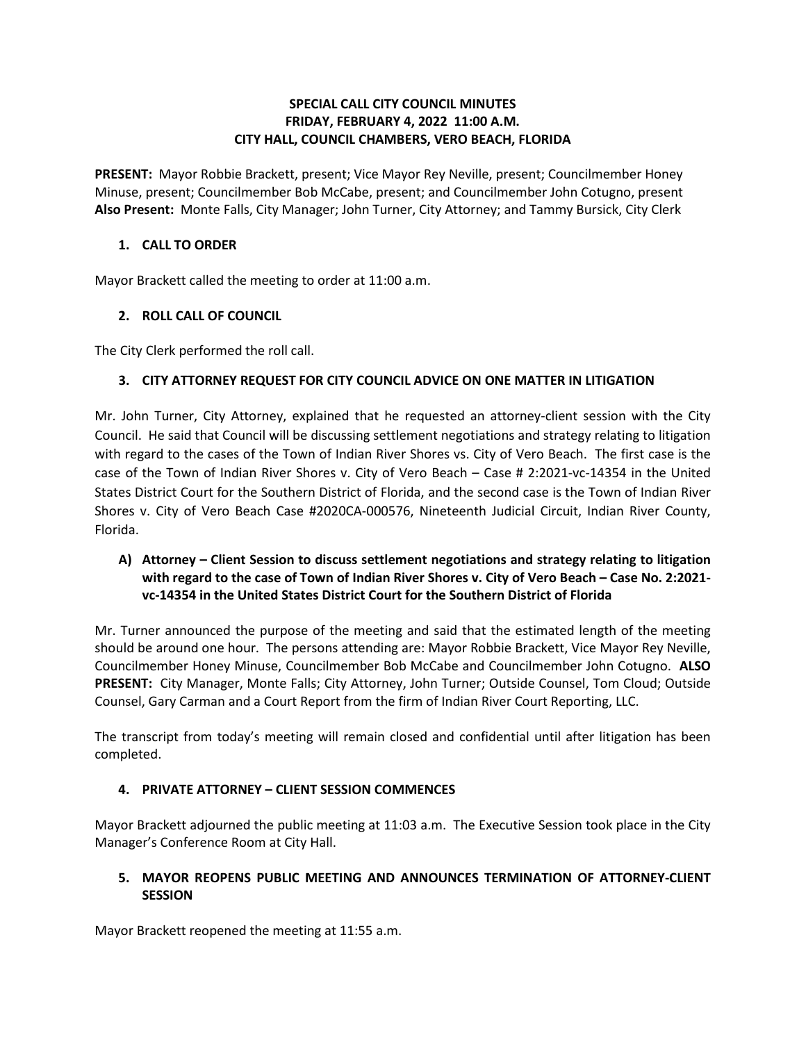# SPECIAL CALL CITY COUNCIL MINUTES
## FRIDAY, FEBRUARY 4, 2022 11:00 A.M.
## CITY HALL, COUNCIL CHAMBERS, VERO BEACH, FLORIDA

**PRESENT:** Mayor Robbie Brackett, present; Vice Mayor Rey Neville, present; Councilmember Honey Minuse, present; Councilmember Bob McCabe, present; and Councilmember John Cotugno, present
**Also Present:** Monte Falls, City Manager; John Turner, City Attorney; and Tammy Bursick, City Clerk

### 1. CALL TO ORDER

Mayor Brackett called the meeting to order at 11:00 a.m.

### 2. ROLL CALL OF COUNCIL

The City Clerk performed the roll call.

### 3. CITY ATTORNEY REQUEST FOR CITY COUNCIL ADVICE ON ONE MATTER IN LITIGATION

Mr. John Turner, City Attorney, explained that he requested an attorney-client session with the City Council. He said that Council will be discussing settlement negotiations and strategy relating to litigation with regard to the cases of the Town of Indian River Shores vs. City of Vero Beach. The first case is the case of the Town of Indian River Shores v. City of Vero Beach – Case # 2:2021-vc-14354 in the United States District Court for the Southern District of Florida, and the second case is the Town of Indian River Shores v. City of Vero Beach Case #2020CA-000576, Nineteenth Judicial Circuit, Indian River County, Florida.

#### A) Attorney – Client Session to discuss settlement negotiations and strategy relating to litigation with regard to the case of Town of Indian River Shores v. City of Vero Beach – Case No. 2:2021-vc-14354 in the United States District Court for the Southern District of Florida

Mr. Turner announced the purpose of the meeting and said that the estimated length of the meeting should be around one hour. The persons attending are: Mayor Robbie Brackett, Vice Mayor Rey Neville, Councilmember Honey Minuse, Councilmember Bob McCabe and Councilmember John Cotugno. **ALSO PRESENT:** City Manager, Monte Falls; City Attorney, John Turner; Outside Counsel, Tom Cloud; Outside Counsel, Gary Carman and a Court Report from the firm of Indian River Court Reporting, LLC.

The transcript from today's meeting will remain closed and confidential until after litigation has been completed.

### 4. PRIVATE ATTORNEY – CLIENT SESSION COMMENCES

Mayor Brackett adjourned the public meeting at 11:03 a.m. The Executive Session took place in the City Manager's Conference Room at City Hall.

### 5. MAYOR REOPENS PUBLIC MEETING AND ANNOUNCES TERMINATION OF ATTORNEY-CLIENT SESSION

Mayor Brackett reopened the meeting at 11:55 a.m.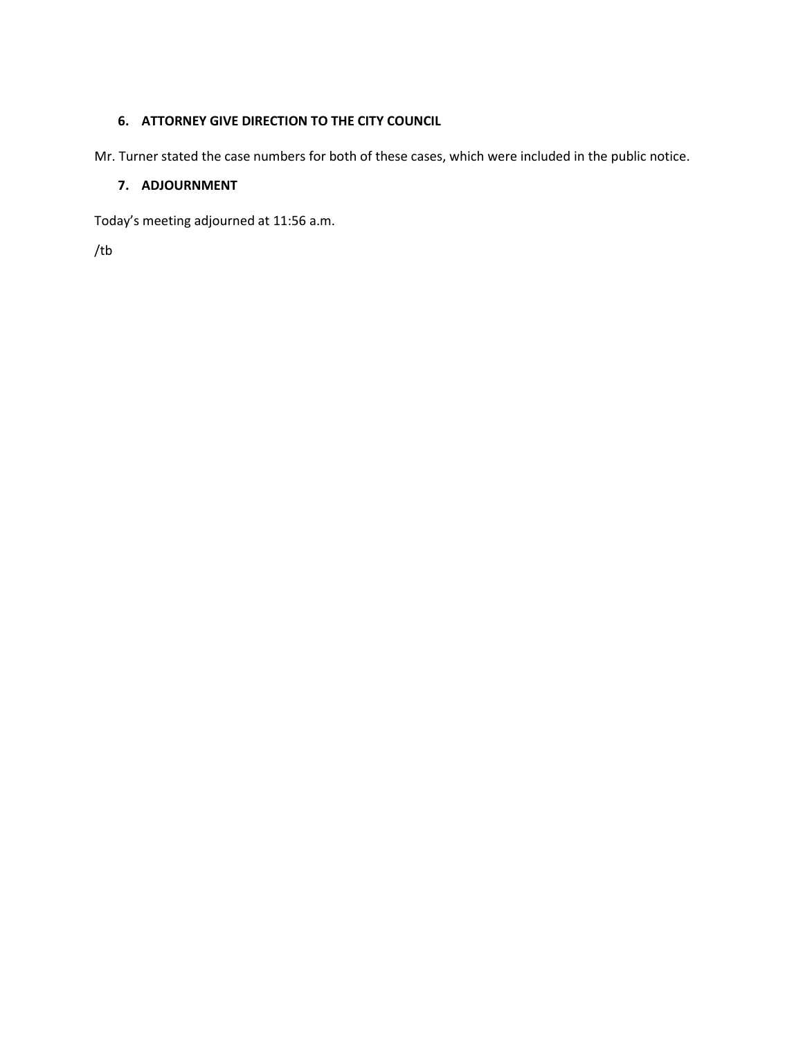### 6. ATTORNEY GIVE DIRECTION TO THE CITY COUNCIL

Mr. Turner stated the case numbers for both of these cases, which were included in the public notice.

### 7. ADJOURNMENT

Today's meeting adjourned at 11:56 a.m.

/tb